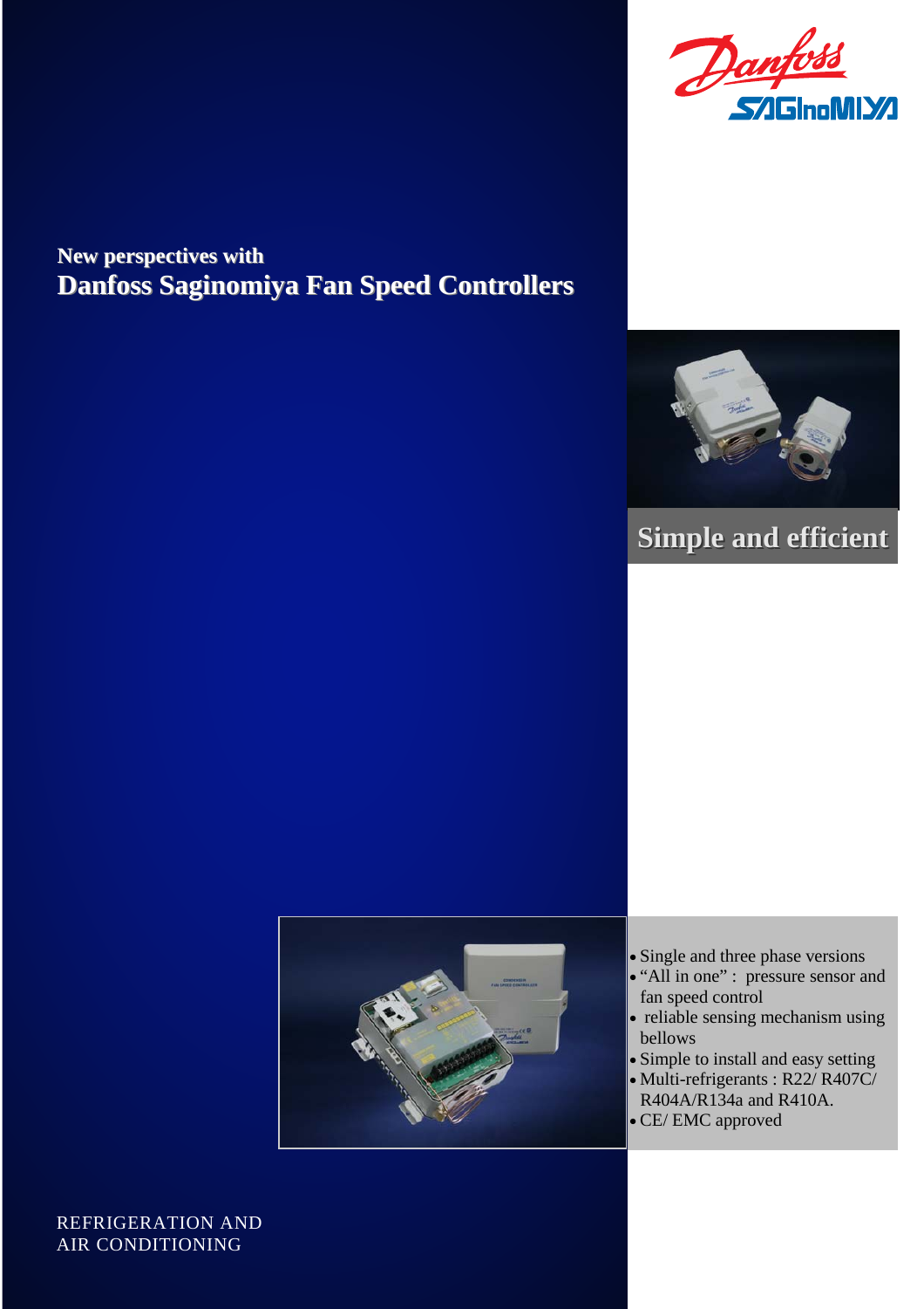New perspectives with

# Danfoss Saginomiya Fan Speed Controllers

## Simple and efficient

- Single and three phase versions
- “All in one” : pressure sensor and fan speed control
- reliable sensing mechanism using bellows
- Simple to install and easy setting
- Multi-refrigerants : R22/ R407C/ R404A/R134a and R410A.
- CE/ EMC approved

REFRIGERATION AND AIR CONDITIONING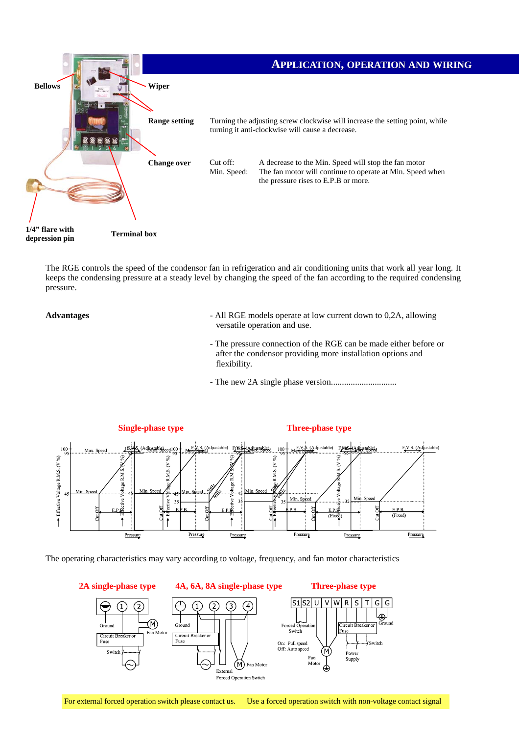## APPLICATION, OPERATION AND WIRING

Bellows

Wiper

Range setting — Turning the adjusting screw clockwise will increase the setting point, while turning it anti-clockwise will cause a decrease.

Change over —
Cut off: A decrease to the Min. Speed will stop the fan motor
Min. Speed: The fan motor will continue to operate at Min. Speed when the pressure rises to E.P.B or more.

1/4" flare with depression pin

Terminal box

The RGE controls the speed of the condensor fan in refrigeration and air conditioning units that work all year long. It keeps the condensing pressure at a steady level by changing the speed of the fan according to the required condensing pressure.

**Advantages**

- All RGE models operate at low current down to 0,2A, allowing versatile operation and use.
- The pressure connection of the RGE can be made either before or after the condensor providing more installation options and flexibility.
- The new 2A single phase version..............................

**Single-phase type** **Three-phase type**

The operating characteristics may vary according to voltage, frequency, and fan motor characteristics

**2A single-phase type** **4A, 6A, 8A single-phase type** **Three-phase type**

For external forced operation switch please contact us. Use a forced operation switch with non-voltage contact signal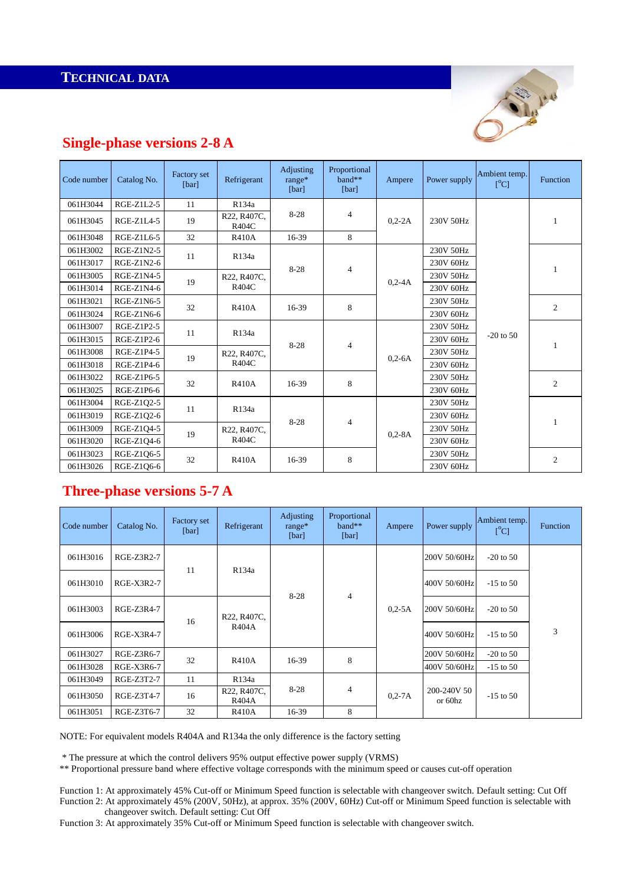## TECHNICAL DATA

### Single-phase versions 2-8 A

| Code number | Catalog No. | Factory set [bar] | Refrigerant | Adjusting range* [bar] | Proportional band** [bar] | Ampere | Power supply | Ambient temp. [°C] | Function |
|---|---|---|---|---|---|---|---|---|---|
| 061H3044 | RGE-Z1L2-5 | 11 | R134a | 8-28 | 4 | 0,2-2A | 230V 50Hz | -20 to 50 | 1 |
| 061H3045 | RGE-Z1L4-5 | 19 | R22, R407C, R404C | | | | | | |
| 061H3048 | RGE-Z1L6-5 | 32 | R410A | 16-39 | 8 | | | | |
| 061H3002 | RGE-Z1N2-5 | 11 | R134a | 8-28 | 4 | 0,2-4A | 230V 50Hz | | 1 |
| 061H3017 | RGE-Z1N2-6 | | | | | | 230V 60Hz | | |
| 061H3005 | RGE-Z1N4-5 | 19 | R22, R407C, R404C | | | | 230V 50Hz | | |
| 061H3014 | RGE-Z1N4-6 | | | | | | 230V 60Hz | | |
| 061H3021 | RGE-Z1N6-5 | 32 | R410A | 16-39 | 8 | | 230V 50Hz | | 2 |
| 061H3024 | RGE-Z1N6-6 | | | | | | 230V 60Hz | | |
| 061H3007 | RGE-Z1P2-5 | 11 | R134a | 8-28 | 4 | 0,2-6A | 230V 50Hz | | 1 |
| 061H3015 | RGE-Z1P2-6 | | | | | | 230V 60Hz | | |
| 061H3008 | RGE-Z1P4-5 | 19 | R22, R407C, R404C | | | | 230V 50Hz | | |
| 061H3018 | RGE-Z1P4-6 | | | | | | 230V 60Hz | | |
| 061H3022 | RGE-Z1P6-5 | 32 | R410A | 16-39 | 8 | | 230V 50Hz | | 2 |
| 061H3025 | RGE-Z1P6-6 | | | | | | 230V 60Hz | | |
| 061H3004 | RGE-Z1Q2-5 | 11 | R134a | 8-28 | 4 | 0,2-8A | 230V 50Hz | | 1 |
| 061H3019 | RGE-Z1Q2-6 | | | | | | 230V 60Hz | | |
| 061H3009 | RGE-Z1Q4-5 | 19 | R22, R407C, R404C | | | | 230V 50Hz | | |
| 061H3020 | RGE-Z1Q4-6 | | | | | | 230V 60Hz | | |
| 061H3023 | RGE-Z1Q6-5 | 32 | R410A | 16-39 | 8 | | 230V 50Hz | | 2 |
| 061H3026 | RGE-Z1Q6-6 | | | | | | 230V 60Hz | | |

### Three-phase versions 5-7 A

| Code number | Catalog No. | Factory set [bar] | Refrigerant | Adjusting range* [bar] | Proportional band** [bar] | Ampere | Power supply | Ambient temp. [°C] | Function |
|---|---|---|---|---|---|---|---|---|---|
| 061H3016 | RGE-Z3R2-7 | 11 | R134a | 8-28 | 4 | 0,2-5A | 200V 50/60Hz | -20 to 50 | 3 |
| 061H3010 | RGE-X3R2-7 | | | | | | 400V 50/60Hz | -15 to 50 | |
| 061H3003 | RGE-Z3R4-7 | 16 | R22, R407C, R404A | | | | 200V 50/60Hz | -20 to 50 | |
| 061H3006 | RGE-X3R4-7 | | | | | | 400V 50/60Hz | -15 to 50 | |
| 061H3027 | RGE-Z3R6-7 | 32 | R410A | 16-39 | 8 | | 200V 50/60Hz | -20 to 50 | |
| 061H3028 | RGE-X3R6-7 | | | | | | 400V 50/60Hz | -15 to 50 | |
| 061H3049 | RGE-Z3T2-7 | 11 | R134a | 8-28 | 4 | 0,2-7A | 200-240V 50 or 60hz | -15 to 50 | |
| 061H3050 | RGE-Z3T4-7 | 16 | R22, R407C, R404A | | | | | | |
| 061H3051 | RGE-Z3T6-7 | 32 | R410A | 16-39 | 8 | | | | |

NOTE: For equivalent models R404A and R134a the only difference is the factory setting

\* The pressure at which the control delivers 95% output effective power supply (VRMS)
** Proportional pressure band where effective voltage corresponds with the minimum speed or causes cut-off operation

Function 1: At approximately 45% Cut-off or Minimum Speed function is selectable with changeover switch. Default setting: Cut Off
Function 2: At approximately 45% (200V, 50Hz), at approx. 35% (200V, 60Hz) Cut-off or Minimum Speed function is selectable with changeover switch. Default setting: Cut Off
Function 3: At approximately 35% Cut-off or Minimum Speed function is selectable with changeover switch.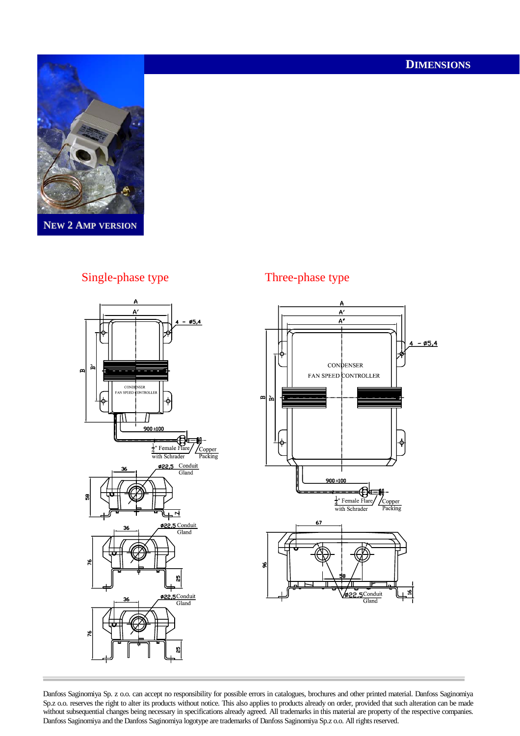# Dimensions

NEW 2 AMP VERSION

## Single-phase type

A
A'
4 – ø5,4
B
B'
CONDENSER
FAN SPEED CONTROLLER
900 ±100
1/4" Female Flare with Schrader
Copper Packing

36
ø22,5 Conduit Gland
58
7

36
ø22,5 Conduit Gland
76
25

36
ø22,5 Conduit Gland
76
25

## Three-phase type

A
A'
A"
4 – ø5,4
B
B'
CONDENSER
FAN SPEED CONTROLLER
900 ±100
1/4" Female Flare with Schrader
Copper Packing

67
96
58
ø22,5 Conduit Gland
16

Danfoss Saginomiya Sp. z o.o. can accept no responsibility for possible errors in catalogues, brochures and other printed material. Danfoss Saginomiya Sp.z o.o. reserves the right to alter its products without notice. This also applies to products already on order, provided that such alteration can be made without subsequential changes being necessary in specifications already agreed. All trademarks in this material are property of the respective companies. Danfoss Saginomiya and the Danfoss Saginomiya logotype are trademarks of Danfoss Saginomiya Sp.z o.o. All rights reserved.